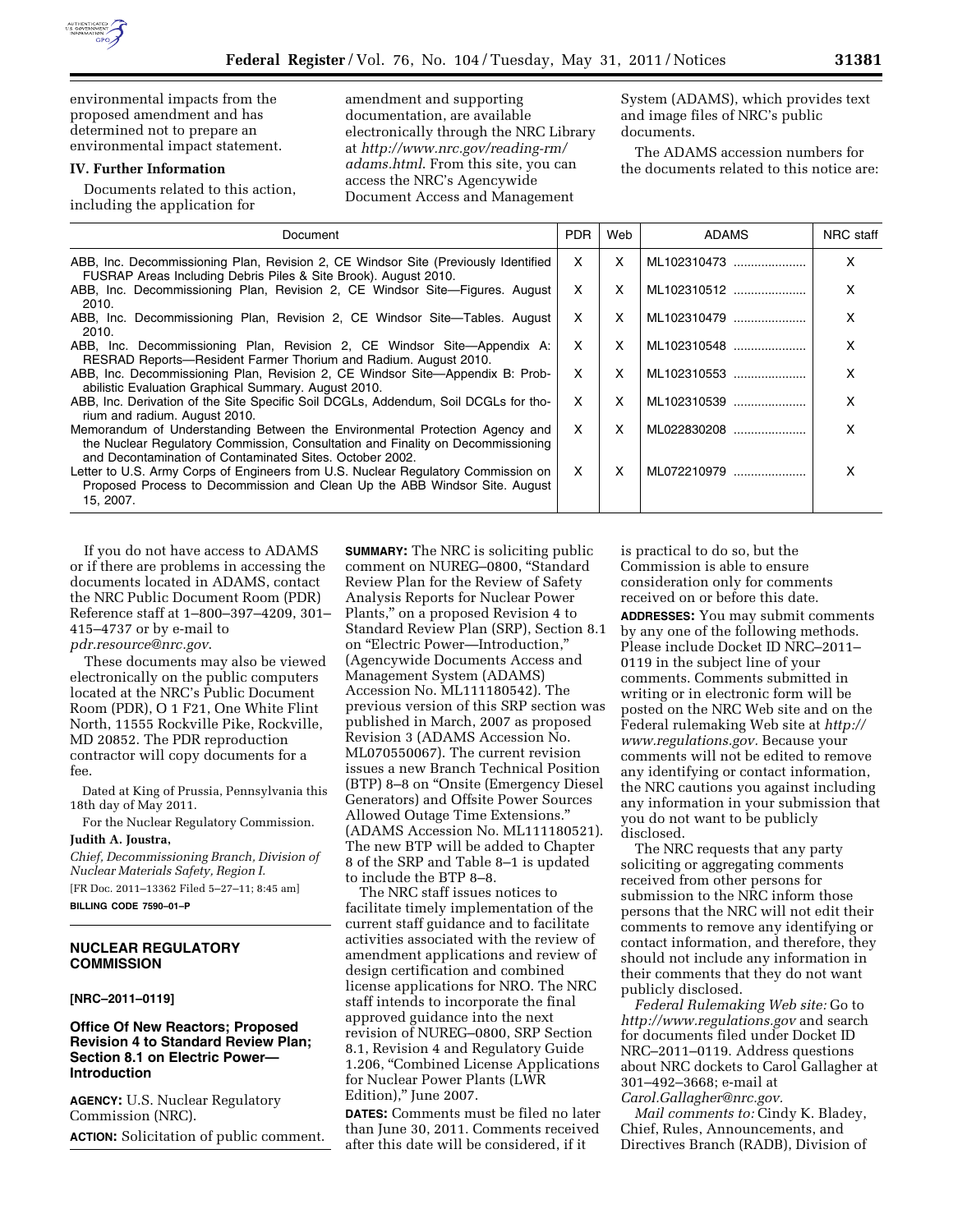environmental impacts from the proposed amendment and has determined not to prepare an environmental impact statement.

## IV. Further Information

Documents related to this action, including the application for amendment and supporting documentation, are available electronically through the NRC Library at *http://www.nrc.gov/reading-rm/adams.html*. From this site, you can access the NRC's Agencywide Document Access and Management System (ADAMS), which provides text and image files of NRC's public documents.

The ADAMS accession numbers for the documents related to this notice are:

| Document | PDR | Web | ADAMS | NRC staff |
|---|---|---|---|---|
| ABB, Inc. Decommissioning Plan, Revision 2, CE Windsor Site (Previously Identified FUSRAP Areas Including Debris Piles & Site Brook). August 2010. | X | X | ML102310473 | X |
| ABB, Inc. Decommissioning Plan, Revision 2, CE Windsor Site—Figures. August 2010. | X | X | ML102310512 | X |
| ABB, Inc. Decommissioning Plan, Revision 2, CE Windsor Site—Tables. August 2010. | X | X | ML102310479 | X |
| ABB, Inc. Decommissioning Plan, Revision 2, CE Windsor Site—Appendix A: RESRAD Reports—Resident Farmer Thorium and Radium. August 2010. | X | X | ML102310548 | X |
| ABB, Inc. Decommissioning Plan, Revision 2, CE Windsor Site—Appendix B: Probabilistic Evaluation Graphical Summary. August 2010. | X | X | ML102310553 | X |
| ABB, Inc. Derivation of the Site Specific Soil DCGLs, Addendum, Soil DCGLs for thorium and radium. August 2010. | X | X | ML102310539 | X |
| Memorandum of Understanding Between the Environmental Protection Agency and the Nuclear Regulatory Commission, Consultation and Finality on Decommissioning and Decontamination of Contaminated Sites. October 2002. | X | X | ML022830208 | X |
| Letter to U.S. Army Corps of Engineers from U.S. Nuclear Regulatory Commission on Proposed Process to Decommission and Clean Up the ABB Windsor Site. August 15, 2007. | X | X | ML072210979 | X |

If you do not have access to ADAMS or if there are problems in accessing the documents located in ADAMS, contact the NRC Public Document Room (PDR) Reference staff at 1–800–397–4209, 301–415–4737 or by e-mail to *pdr.resource@nrc.gov*.

These documents may also be viewed electronically on the public computers located at the NRC's Public Document Room (PDR), O 1 F21, One White Flint North, 11555 Rockville Pike, Rockville, MD 20852. The PDR reproduction contractor will copy documents for a fee.

Dated at King of Prussia, Pennsylvania this 18th day of May 2011.

For the Nuclear Regulatory Commission.

**Judith A. Joustra,**

*Chief, Decommissioning Branch, Division of Nuclear Materials Safety, Region I.*

[FR Doc. 2011–13362 Filed 5–27–11; 8:45 am]

**BILLING CODE 7590–01–P**

## NUCLEAR REGULATORY COMMISSION

**[NRC–2011–0119]**

## Office Of New Reactors; Proposed Revision 4 to Standard Review Plan; Section 8.1 on Electric Power—Introduction

**AGENCY:** U.S. Nuclear Regulatory Commission (NRC).

**ACTION:** Solicitation of public comment.

**SUMMARY:** The NRC is soliciting public comment on NUREG–0800, "Standard Review Plan for the Review of Safety Analysis Reports for Nuclear Power Plants," on a proposed Revision 4 to Standard Review Plan (SRP), Section 8.1 on "Electric Power—Introduction," (Agencywide Documents Access and Management System (ADAMS) Accession No. ML111180542). The previous version of this SRP section was published in March, 2007 as proposed Revision 3 (ADAMS Accession No. ML070550067). The current revision issues a new Branch Technical Position (BTP) 8–8 on "Onsite (Emergency Diesel Generators) and Offsite Power Sources Allowed Outage Time Extensions." (ADAMS Accession No. ML111180521). The new BTP will be added to Chapter 8 of the SRP and Table 8–1 is updated to include the BTP 8–8.

The NRC staff issues notices to facilitate timely implementation of the current staff guidance and to facilitate activities associated with the review of amendment applications and review of design certification and combined license applications for NRO. The NRC staff intends to incorporate the final approved guidance into the next revision of NUREG–0800, SRP Section 8.1, Revision 4 and Regulatory Guide 1.206, "Combined License Applications for Nuclear Power Plants (LWR Edition)," June 2007.

**DATES:** Comments must be filed no later than June 30, 2011. Comments received after this date will be considered, if it is practical to do so, but the Commission is able to ensure consideration only for comments received on or before this date.

**ADDRESSES:** You may submit comments by any one of the following methods. Please include Docket ID NRC–2011–0119 in the subject line of your comments. Comments submitted in writing or in electronic form will be posted on the NRC Web site and on the Federal rulemaking Web site at *http://www.regulations.gov*. Because your comments will not be edited to remove any identifying or contact information, the NRC cautions you against including any information in your submission that you do not want to be publicly disclosed.

The NRC requests that any party soliciting or aggregating comments received from other persons for submission to the NRC inform those persons that the NRC will not edit their comments to remove any identifying or contact information, and therefore, they should not include any information in their comments that they do not want publicly disclosed.

*Federal Rulemaking Web site:* Go to *http://www.regulations.gov* and search for documents filed under Docket ID NRC–2011–0119. Address questions about NRC dockets to Carol Gallagher at 301–492–3668; e-mail at *Carol.Gallagher@nrc.gov.*

*Mail comments to:* Cindy K. Bladey, Chief, Rules, Announcements, and Directives Branch (RADB), Division of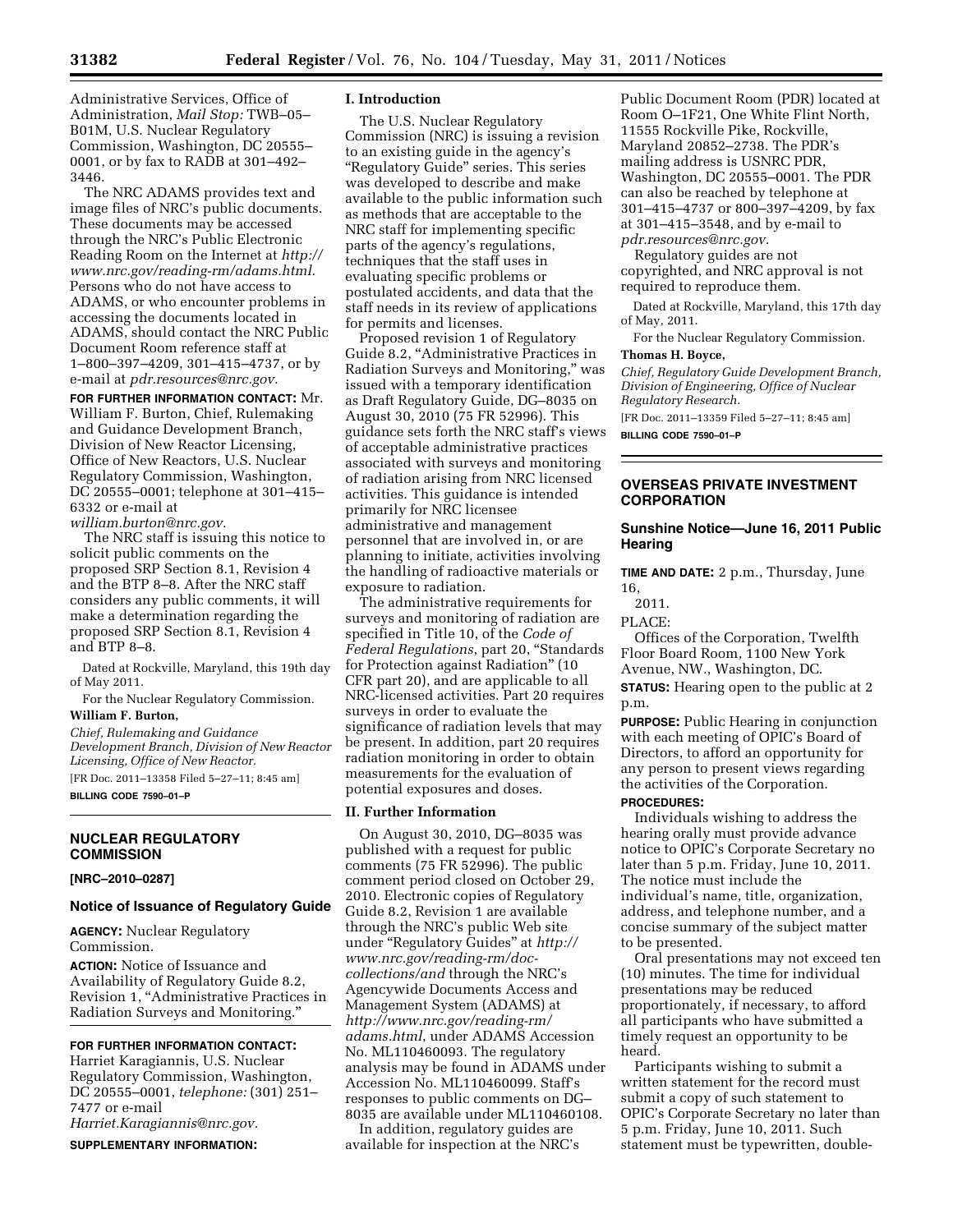Administrative Services, Office of Administration, *Mail Stop:* TWB–05–B01M, U.S. Nuclear Regulatory Commission, Washington, DC 20555–0001, or by fax to RADB at 301–492–3446.

The NRC ADAMS provides text and image files of NRC's public documents. These documents may be accessed through the NRC's Public Electronic Reading Room on the Internet at *http://www.nrc.gov/reading-rm/adams.html.* Persons who do not have access to ADAMS, or who encounter problems in accessing the documents located in ADAMS, should contact the NRC Public Document Room reference staff at 1–800–397–4209, 301–415–4737, or by e-mail at *pdr.resources@nrc.gov.*

**FOR FURTHER INFORMATION CONTACT:** Mr. William F. Burton, Chief, Rulemaking and Guidance Development Branch, Division of New Reactor Licensing, Office of New Reactors, U.S. Nuclear Regulatory Commission, Washington, DC 20555–0001; telephone at 301–415–6332 or e-mail at *william.burton@nrc.gov.*

The NRC staff is issuing this notice to solicit public comments on the proposed SRP Section 8.1, Revision 4 and the BTP 8–8. After the NRC staff considers any public comments, it will make a determination regarding the proposed SRP Section 8.1, Revision 4 and BTP 8–8.

Dated at Rockville, Maryland, this 19th day of May 2011.

For the Nuclear Regulatory Commission.

**William F. Burton,**

*Chief, Rulemaking and Guidance Development Branch, Division of New Reactor Licensing, Office of New Reactor.*

[FR Doc. 2011–13358 Filed 5–27–11; 8:45 am]

**BILLING CODE 7590–01–P**

## NUCLEAR REGULATORY COMMISSION

**[NRC–2010–0287]**

### Notice of Issuance of Regulatory Guide

**AGENCY:** Nuclear Regulatory Commission.

**ACTION:** Notice of Issuance and Availability of Regulatory Guide 8.2, Revision 1, "Administrative Practices in Radiation Surveys and Monitoring."

**FOR FURTHER INFORMATION CONTACT:** Harriet Karagiannis, U.S. Nuclear Regulatory Commission, Washington, DC 20555–0001, *telephone:* (301) 251–7477 or e-mail *Harriet.Karagiannis@nrc.gov.*

**SUPPLEMENTARY INFORMATION:**

**I. Introduction**

The U.S. Nuclear Regulatory Commission (NRC) is issuing a revision to an existing guide in the agency's "Regulatory Guide" series. This series was developed to describe and make available to the public information such as methods that are acceptable to the NRC staff for implementing specific parts of the agency's regulations, techniques that the staff uses in evaluating specific problems or postulated accidents, and data that the staff needs in its review of applications for permits and licenses.

Proposed revision 1 of Regulatory Guide 8.2, "Administrative Practices in Radiation Surveys and Monitoring," was issued with a temporary identification as Draft Regulatory Guide, DG–8035 on August 30, 2010 (75 FR 52996). This guidance sets forth the NRC staff's views of acceptable administrative practices associated with surveys and monitoring of radiation arising from NRC licensed activities. This guidance is intended primarily for NRC licensee administrative and management personnel that are involved in, or are planning to initiate, activities involving the handling of radioactive materials or exposure to radiation.

The administrative requirements for surveys and monitoring of radiation are specified in Title 10, of the *Code of Federal Regulations*, part 20, "Standards for Protection against Radiation" (10 CFR part 20), and are applicable to all NRC-licensed activities. Part 20 requires surveys in order to evaluate the significance of radiation levels that may be present. In addition, part 20 requires radiation monitoring in order to obtain measurements for the evaluation of potential exposures and doses.

**II. Further Information**

On August 30, 2010, DG–8035 was published with a request for public comments (75 FR 52996). The public comment period closed on October 29, 2010. Electronic copies of Regulatory Guide 8.2, Revision 1 are available through the NRC's public Web site under "Regulatory Guides" at *http://www.nrc.gov/reading-rm/doc-collections/and* through the NRC's Agencywide Documents Access and Management System (ADAMS) at *http://www.nrc.gov/reading-rm/adams.html*, under ADAMS Accession No. ML110460093. The regulatory analysis may be found in ADAMS under Accession No. ML110460099. Staff's responses to public comments on DG–8035 are available under ML110460108.

In addition, regulatory guides are available for inspection at the NRC's Public Document Room (PDR) located at Room O–1F21, One White Flint North, 11555 Rockville Pike, Rockville, Maryland 20852–2738. The PDR's mailing address is USNRC PDR, Washington, DC 20555–0001. The PDR can also be reached by telephone at 301–415–4737 or 800–397–4209, by fax at 301–415–3548, and by e-mail to *pdr.resources@nrc.gov.*

Regulatory guides are not copyrighted, and NRC approval is not required to reproduce them.

Dated at Rockville, Maryland, this 17th day of May, 2011.

For the Nuclear Regulatory Commission.

**Thomas H. Boyce,**

*Chief, Regulatory Guide Development Branch, Division of Engineering, Office of Nuclear Regulatory Research.*

[FR Doc. 2011–13359 Filed 5–27–11; 8:45 am]

**BILLING CODE 7590–01–P**

## OVERSEAS PRIVATE INVESTMENT CORPORATION

### Sunshine Notice—June 16, 2011 Public Hearing

**TIME AND DATE:** 2 p.m., Thursday, June 16, 2011.

PLACE:

Offices of the Corporation, Twelfth Floor Board Room, 1100 New York Avenue, NW., Washington, DC.

**STATUS:** Hearing open to the public at 2 p.m.

**PURPOSE:** Public Hearing in conjunction with each meeting of OPIC's Board of Directors, to afford an opportunity for any person to present views regarding the activities of the Corporation.

**PROCEDURES:**

Individuals wishing to address the hearing orally must provide advance notice to OPIC's Corporate Secretary no later than 5 p.m. Friday, June 10, 2011. The notice must include the individual's name, title, organization, address, and telephone number, and a concise summary of the subject matter to be presented.

Oral presentations may not exceed ten (10) minutes. The time for individual presentations may be reduced proportionately, if necessary, to afford all participants who have submitted a timely request an opportunity to be heard.

Participants wishing to submit a written statement for the record must submit a copy of such statement to OPIC's Corporate Secretary no later than 5 p.m. Friday, June 10, 2011. Such statement must be typewritten, double-